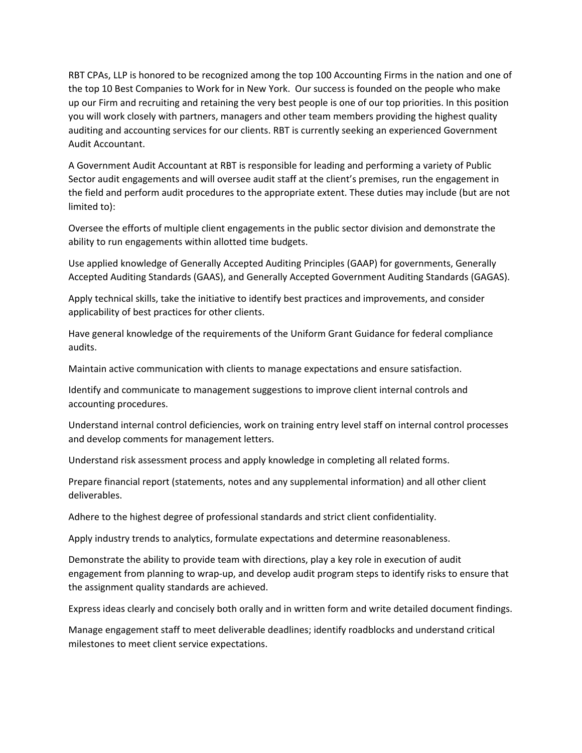RBT CPAs, LLP is honored to be recognized among the top 100 Accounting Firms in the nation and one of the top 10 Best Companies to Work for in New York. Our success is founded on the people who make up our Firm and recruiting and retaining the very best people is one of our top priorities. In this position you will work closely with partners, managers and other team members providing the highest quality auditing and accounting services for our clients. RBT is currently seeking an experienced Government Audit Accountant.

A Government Audit Accountant at RBT is responsible for leading and performing a variety of Public Sector audit engagements and will oversee audit staff at the client's premises, run the engagement in the field and perform audit procedures to the appropriate extent. These duties may include (but are not limited to):

Oversee the efforts of multiple client engagements in the public sector division and demonstrate the ability to run engagements within allotted time budgets.

Use applied knowledge of Generally Accepted Auditing Principles (GAAP) for governments, Generally Accepted Auditing Standards (GAAS), and Generally Accepted Government Auditing Standards (GAGAS).

Apply technical skills, take the initiative to identify best practices and improvements, and consider applicability of best practices for other clients.

Have general knowledge of the requirements of the Uniform Grant Guidance for federal compliance audits.

Maintain active communication with clients to manage expectations and ensure satisfaction.

Identify and communicate to management suggestions to improve client internal controls and accounting procedures.

Understand internal control deficiencies, work on training entry level staff on internal control processes and develop comments for management letters.

Understand risk assessment process and apply knowledge in completing all related forms.

Prepare financial report (statements, notes and any supplemental information) and all other client deliverables.

Adhere to the highest degree of professional standards and strict client confidentiality.

Apply industry trends to analytics, formulate expectations and determine reasonableness.

Demonstrate the ability to provide team with directions, play a key role in execution of audit engagement from planning to wrap-up, and develop audit program steps to identify risks to ensure that the assignment quality standards are achieved.

Express ideas clearly and concisely both orally and in written form and write detailed document findings.

Manage engagement staff to meet deliverable deadlines; identify roadblocks and understand critical milestones to meet client service expectations.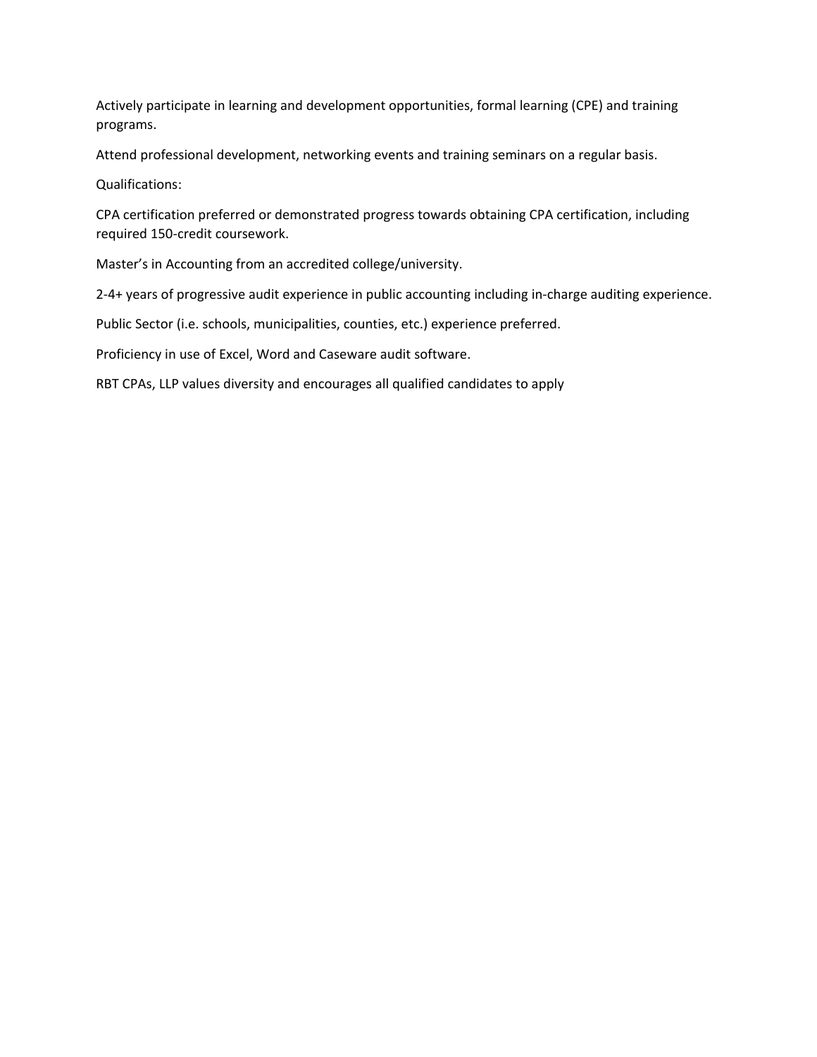Actively participate in learning and development opportunities, formal learning (CPE) and training programs.

Attend professional development, networking events and training seminars on a regular basis.

Qualifications:

CPA certification preferred or demonstrated progress towards obtaining CPA certification, including required 150-credit coursework.

Master's in Accounting from an accredited college/university.

2-4+ years of progressive audit experience in public accounting including in-charge auditing experience.

Public Sector (i.e. schools, municipalities, counties, etc.) experience preferred.

Proficiency in use of Excel, Word and Caseware audit software.

RBT CPAs, LLP values diversity and encourages all qualified candidates to apply